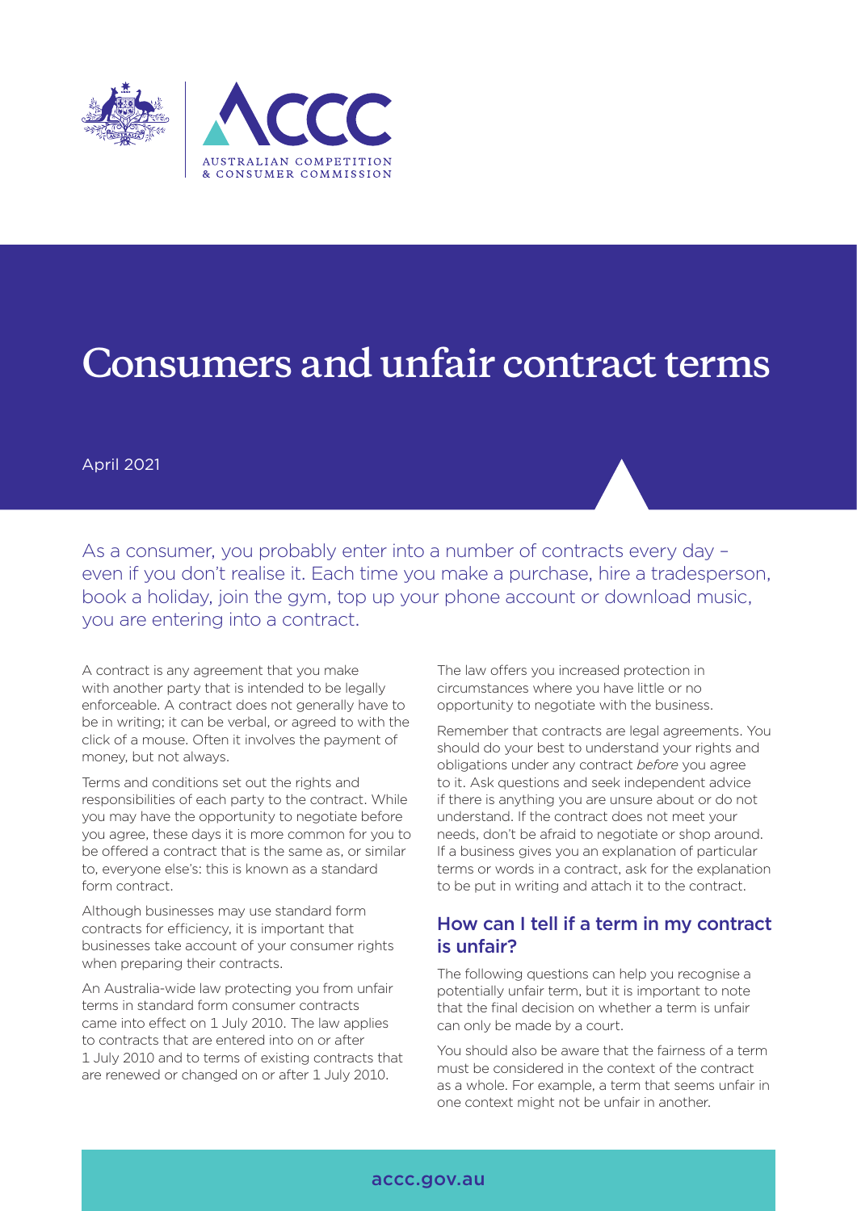# Consumers and unfair contract terms

April 2021

As a consumer, you probably enter into a number of contracts every day – even if you don't realise it. Each time you make a purchase, hire a tradesperson, book a holiday, join the gym, top up your phone account or download music, you are entering into a contract.

A contract is any agreement that you make with another party that is intended to be legally enforceable. A contract does not generally have to be in writing; it can be verbal, or agreed to with the click of a mouse. Often it involves the payment of money, but not always.

Terms and conditions set out the rights and responsibilities of each party to the contract. While you may have the opportunity to negotiate before you agree, these days it is more common for you to be offered a contract that is the same as, or similar to, everyone else's: this is known as a standard form contract.

Although businesses may use standard form contracts for efficiency, it is important that businesses take account of your consumer rights when preparing their contracts.

An Australia-wide law protecting you from unfair terms in standard form consumer contracts came into effect on 1 July 2010. The law applies to contracts that are entered into on or after 1 July 2010 and to terms of existing contracts that are renewed or changed on or after 1 July 2010.

The law offers you increased protection in circumstances where you have little or no opportunity to negotiate with the business.

Remember that contracts are legal agreements. You should do your best to understand your rights and obligations under any contract *before* you agree to it. Ask questions and seek independent advice if there is anything you are unsure about or do not understand. If the contract does not meet your needs, don't be afraid to negotiate or shop around. If a business gives you an explanation of particular terms or words in a contract, ask for the explanation to be put in writing and attach it to the contract.

## How can I tell if a term in my contract is unfair?

The following questions can help you recognise a potentially unfair term, but it is important to note that the final decision on whether a term is unfair can only be made by a court.

You should also be aware that the fairness of a term must be considered in the context of the contract as a whole. For example, a term that seems unfair in one context might not be unfair in another.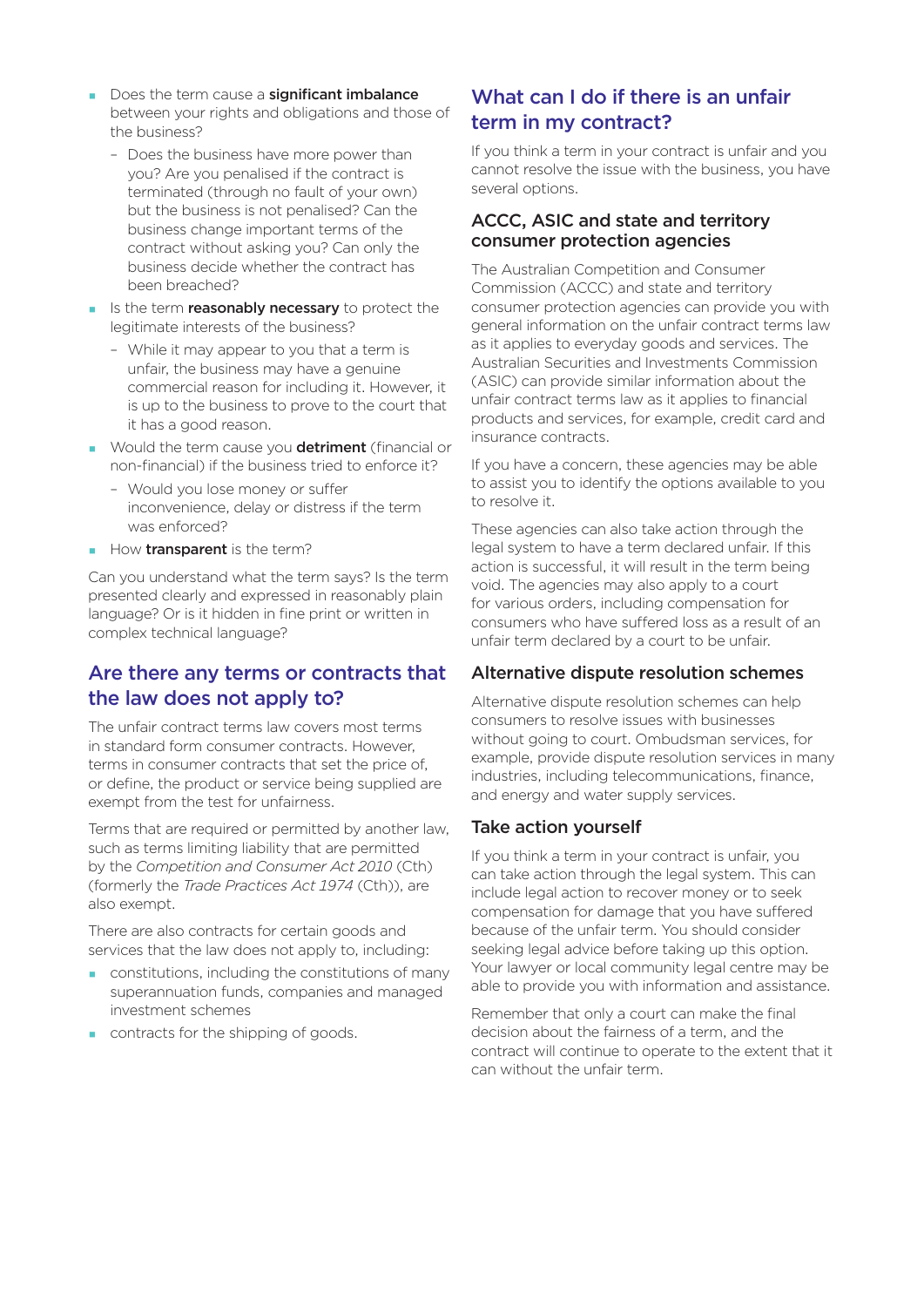- Does the term cause a **significant imbalance** between your rights and obligations and those of the business?
  - Does the business have more power than you? Are you penalised if the contract is terminated (through no fault of your own) but the business is not penalised? Can the business change important terms of the contract without asking you? Can only the business decide whether the contract has been breached?
- Is the term **reasonably necessary** to protect the legitimate interests of the business?
  - While it may appear to you that a term is unfair, the business may have a genuine commercial reason for including it. However, it is up to the business to prove to the court that it has a good reason.
- Would the term cause you **detriment** (financial or non-financial) if the business tried to enforce it?
  - Would you lose money or suffer inconvenience, delay or distress if the term was enforced?
- How **transparent** is the term?

Can you understand what the term says? Is the term presented clearly and expressed in reasonably plain language? Or is it hidden in fine print or written in complex technical language?

## Are there any terms or contracts that the law does not apply to?

The unfair contract terms law covers most terms in standard form consumer contracts. However, terms in consumer contracts that set the price of, or define, the product or service being supplied are exempt from the test for unfairness.

Terms that are required or permitted by another law, such as terms limiting liability that are permitted by the *Competition and Consumer Act 2010* (Cth) (formerly the *Trade Practices Act 1974* (Cth)), are also exempt.

There are also contracts for certain goods and services that the law does not apply to, including:

- constitutions, including the constitutions of many superannuation funds, companies and managed investment schemes
- contracts for the shipping of goods.

## What can I do if there is an unfair term in my contract?

If you think a term in your contract is unfair and you cannot resolve the issue with the business, you have several options.

### ACCC, ASIC and state and territory consumer protection agencies

The Australian Competition and Consumer Commission (ACCC) and state and territory consumer protection agencies can provide you with general information on the unfair contract terms law as it applies to everyday goods and services. The Australian Securities and Investments Commission (ASIC) can provide similar information about the unfair contract terms law as it applies to financial products and services, for example, credit card and insurance contracts.

If you have a concern, these agencies may be able to assist you to identify the options available to you to resolve it.

These agencies can also take action through the legal system to have a term declared unfair. If this action is successful, it will result in the term being void. The agencies may also apply to a court for various orders, including compensation for consumers who have suffered loss as a result of an unfair term declared by a court to be unfair.

### Alternative dispute resolution schemes

Alternative dispute resolution schemes can help consumers to resolve issues with businesses without going to court. Ombudsman services, for example, provide dispute resolution services in many industries, including telecommunications, finance, and energy and water supply services.

### Take action yourself

If you think a term in your contract is unfair, you can take action through the legal system. This can include legal action to recover money or to seek compensation for damage that you have suffered because of the unfair term. You should consider seeking legal advice before taking up this option. Your lawyer or local community legal centre may be able to provide you with information and assistance.

Remember that only a court can make the final decision about the fairness of a term, and the contract will continue to operate to the extent that it can without the unfair term.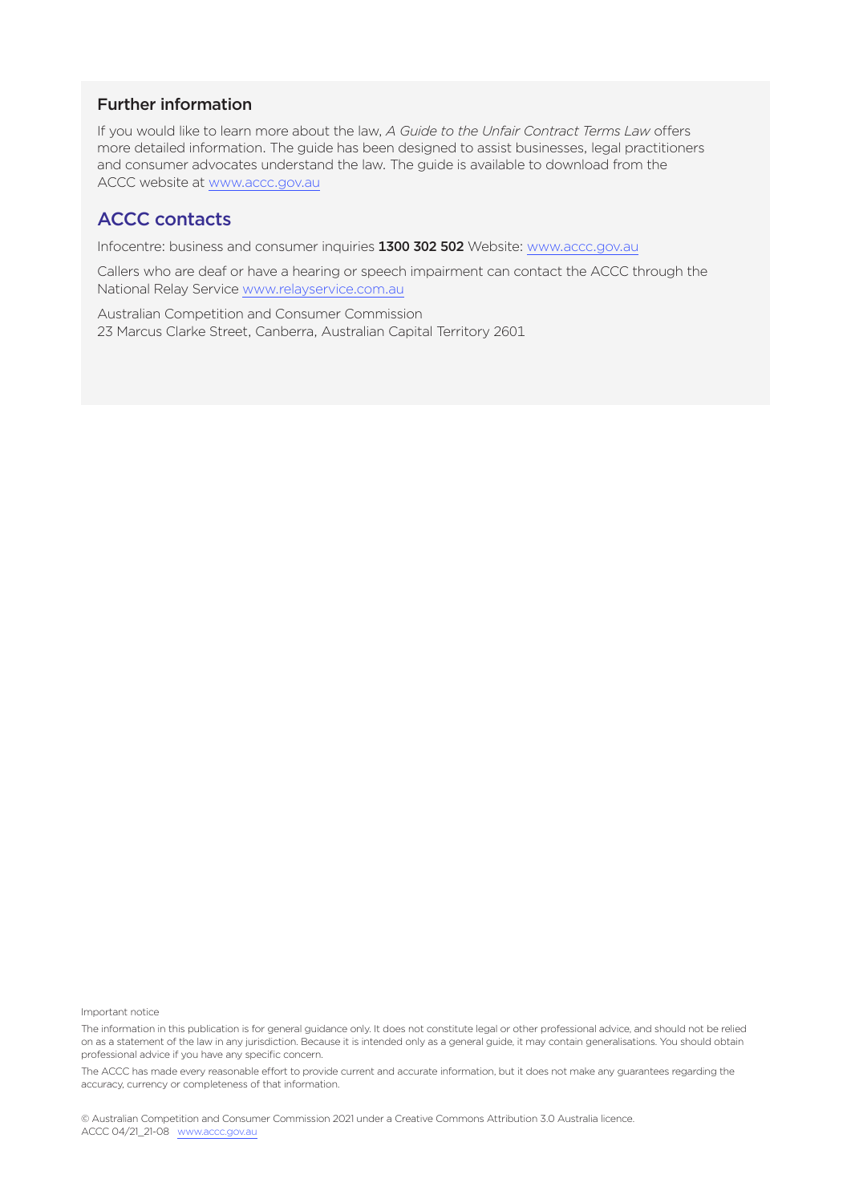## Further information

If you would like to learn more about the law, *A Guide to the Unfair Contract Terms Law* offers more detailed information. The guide has been designed to assist businesses, legal practitioners and consumer advocates understand the law. The guide is available to download from the ACCC website at www.accc.gov.au

## ACCC contacts

Infocentre: business and consumer inquiries **1300 302 502** Website: www.accc.gov.au

Callers who are deaf or have a hearing or speech impairment can contact the ACCC through the National Relay Service www.relayservice.com.au

Australian Competition and Consumer Commission
23 Marcus Clarke Street, Canberra, Australian Capital Territory 2601

Important notice

The information in this publication is for general guidance only. It does not constitute legal or other professional advice, and should not be relied on as a statement of the law in any jurisdiction. Because it is intended only as a general guide, it may contain generalisations. You should obtain professional advice if you have any specific concern.

The ACCC has made every reasonable effort to provide current and accurate information, but it does not make any guarantees regarding the accuracy, currency or completeness of that information.

© Australian Competition and Consumer Commission 2021 under a Creative Commons Attribution 3.0 Australia licence.
ACCC 04/21_21-08 www.accc.gov.au